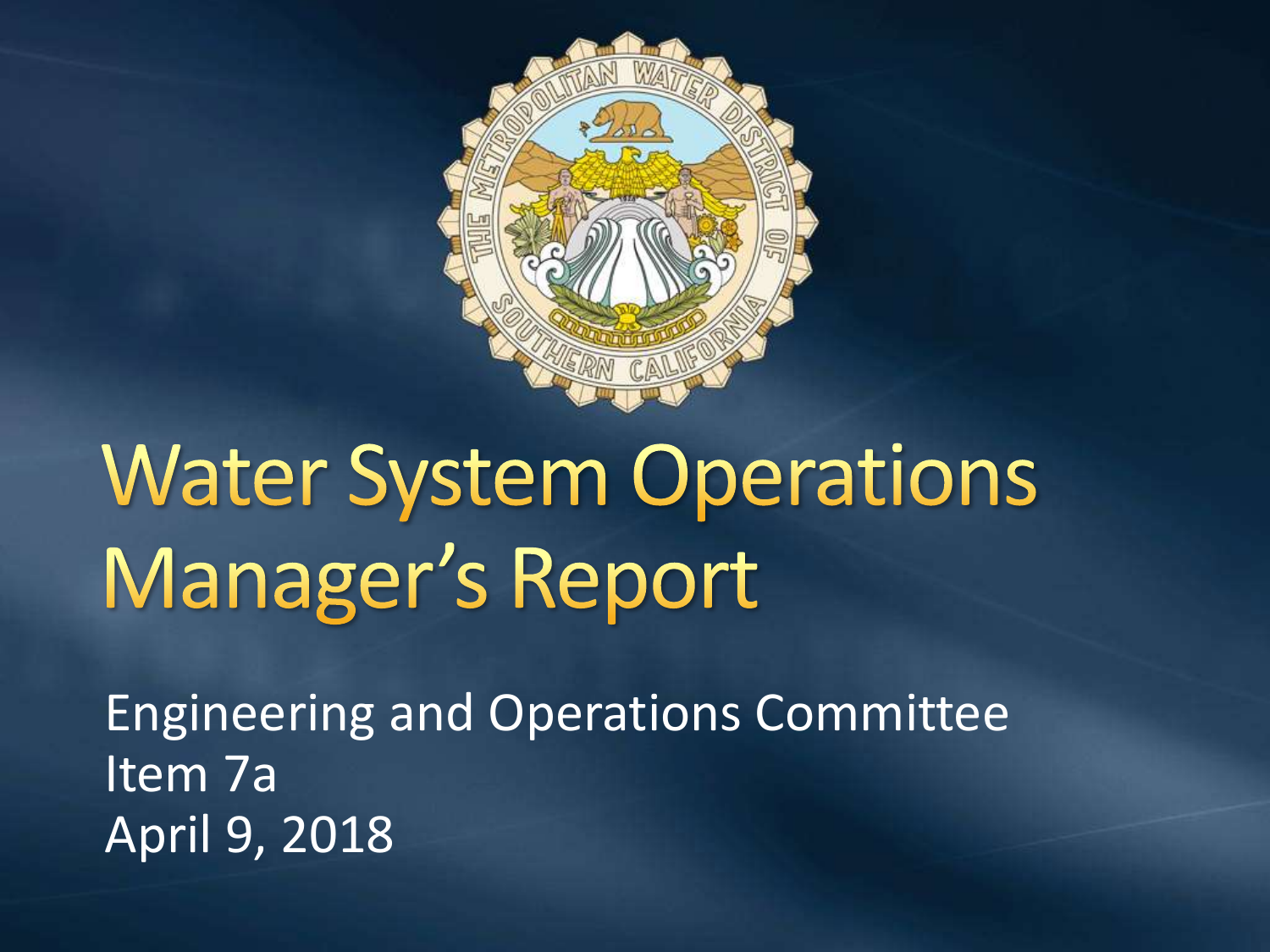# Water System Operations Manager's Report

Engineering and Operations Committee
Item 7a
April 9, 2018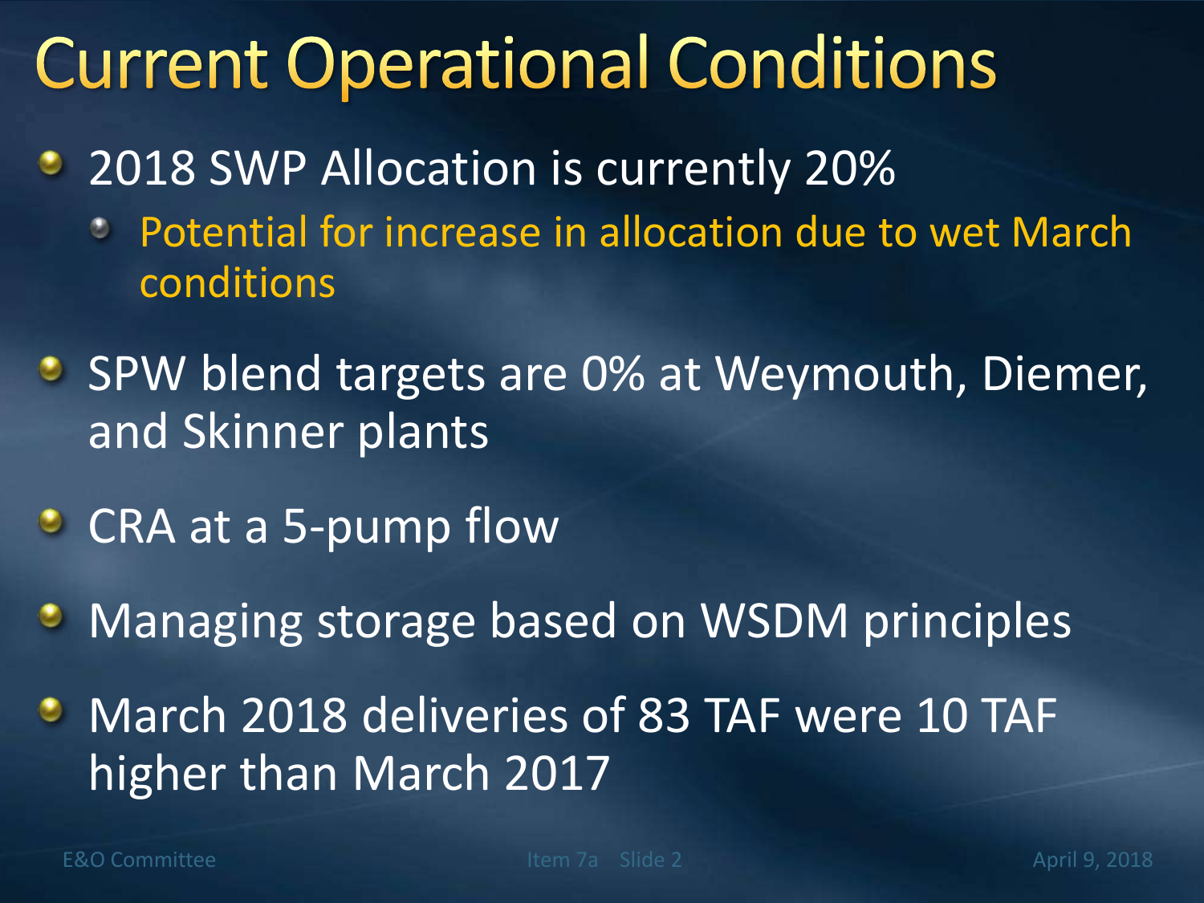# Current Operational Conditions

- 2018 SWP Allocation is currently 20%
  - Potential for increase in allocation due to wet March conditions
- SPW blend targets are 0% at Weymouth, Diemer, and Skinner plants
- CRA at a 5-pump flow
- Managing storage based on WSDM principles
- March 2018 deliveries of 83 TAF were 10 TAF higher than March 2017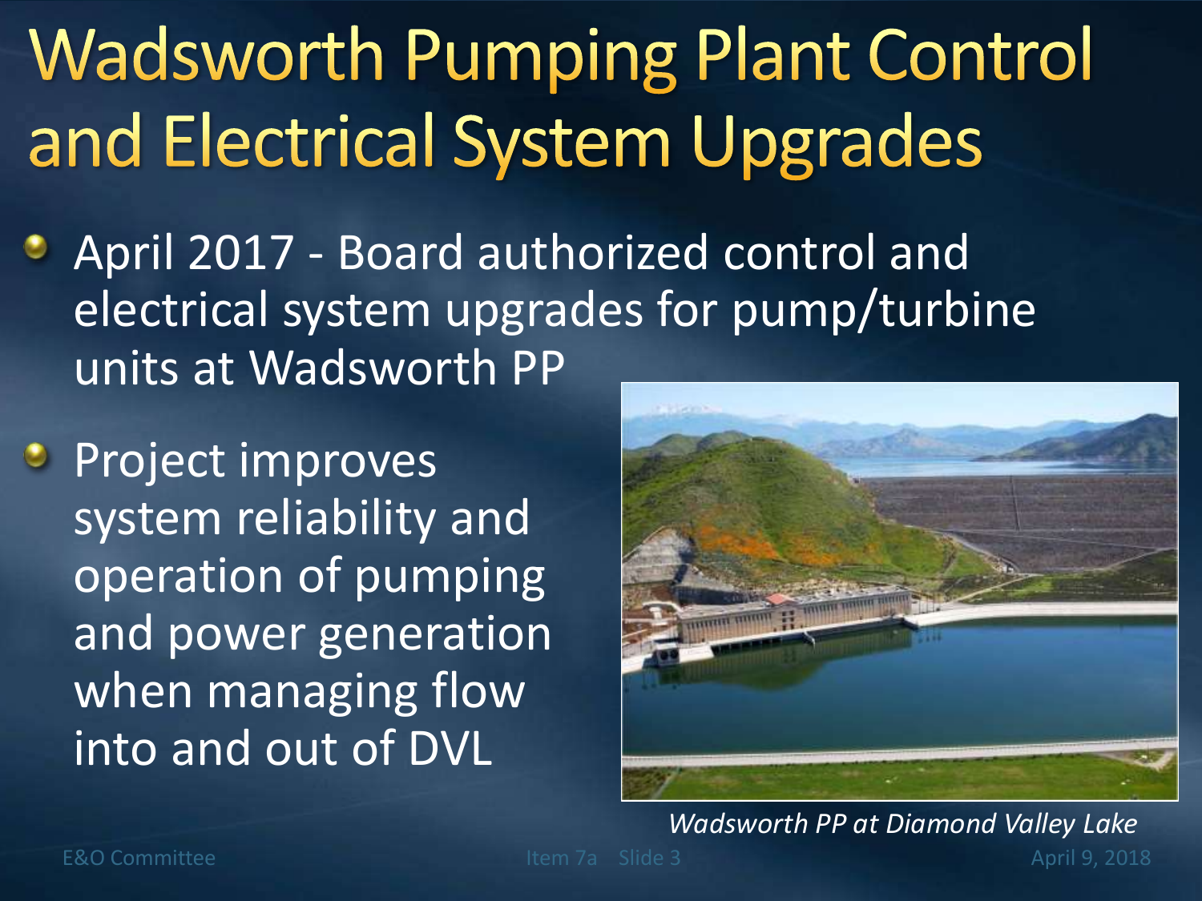# Wadsworth Pumping Plant Control and Electrical System Upgrades

- April 2017 - Board authorized control and electrical system upgrades for pump/turbine units at Wadsworth PP
- Project improves system reliability and operation of pumping and power generation when managing flow into and out of DVL

*Wadsworth PP at Diamond Valley Lake*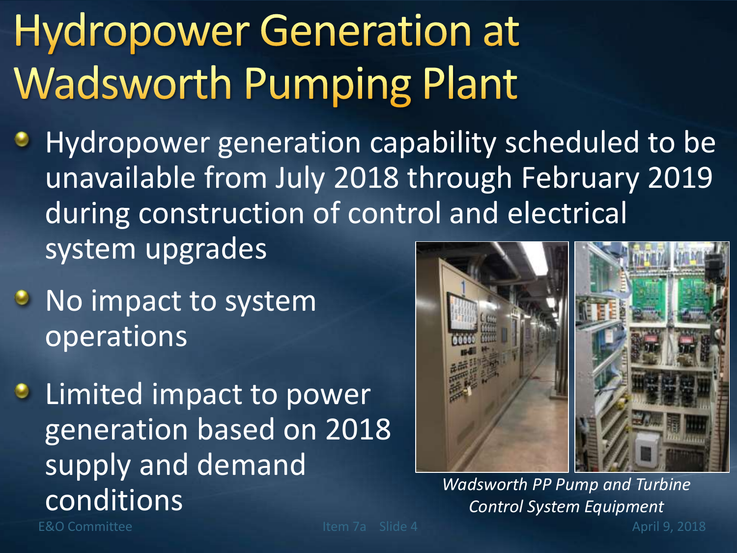# Hydropower Generation at Wadsworth Pumping Plant

- Hydropower generation capability scheduled to be unavailable from July 2018 through February 2019 during construction of control and electrical system upgrades
- No impact to system operations
- Limited impact to power generation based on 2018 supply and demand conditions

*Wadsworth PP Pump and Turbine Control System Equipment*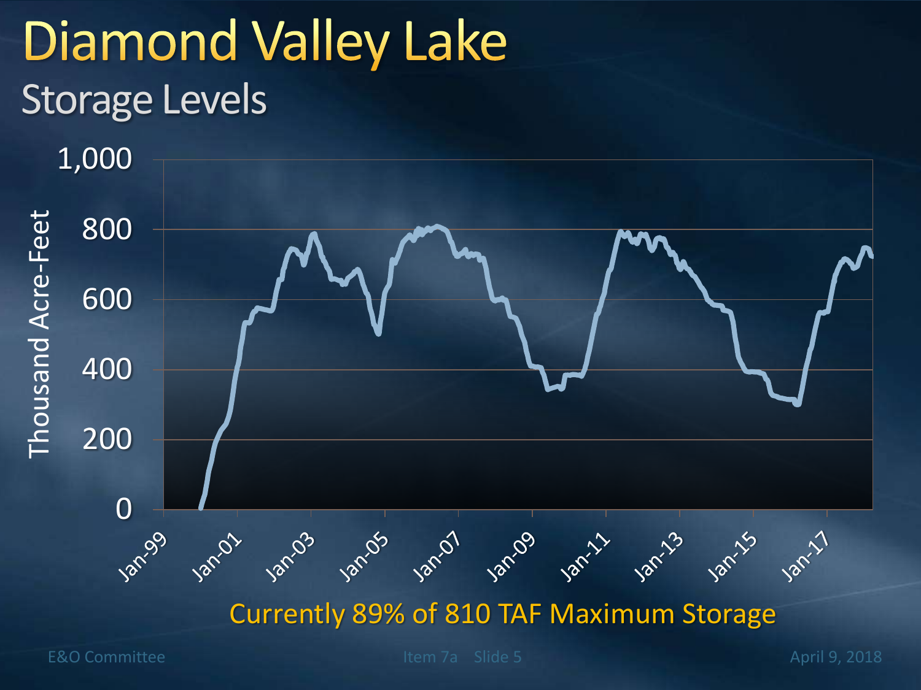# Diamond Valley Lake

## Storage Levels

Currently 89% of 810 TAF Maximum Storage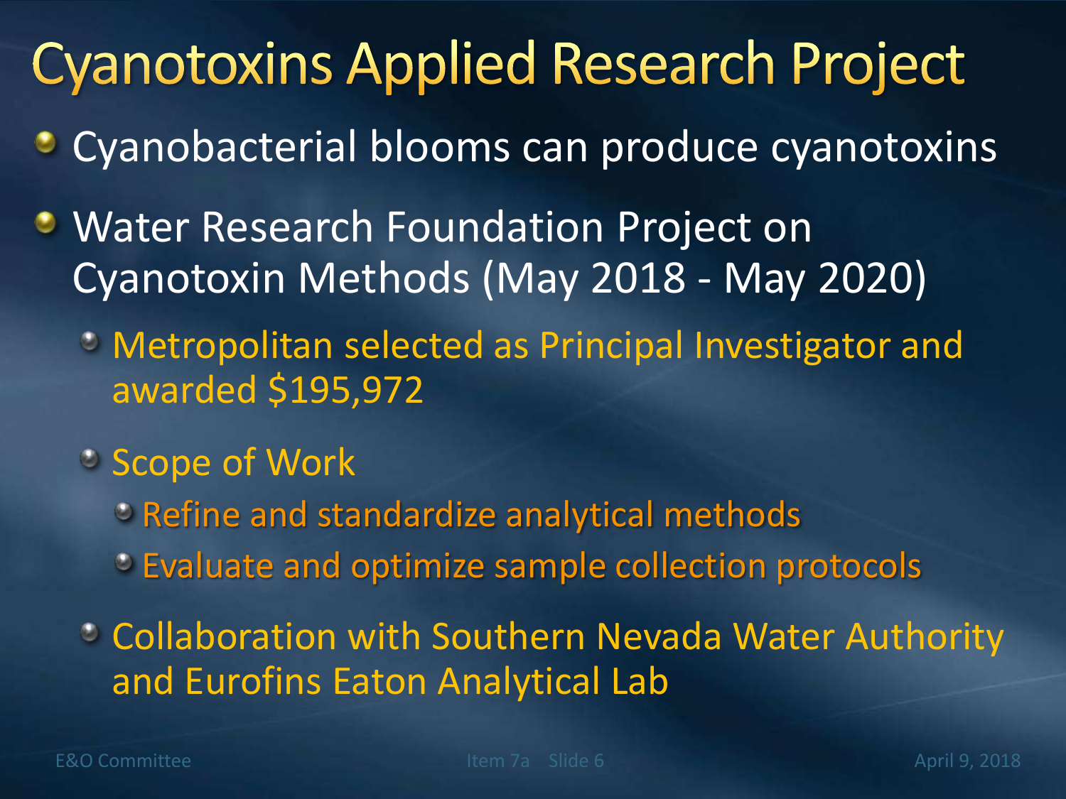# Cyanotoxins Applied Research Project

- Cyanobacterial blooms can produce cyanotoxins
- Water Research Foundation Project on Cyanotoxin Methods (May 2018 - May 2020)
  - Metropolitan selected as Principal Investigator and awarded $195,972
  - Scope of Work
    - Refine and standardize analytical methods
    - Evaluate and optimize sample collection protocols
  - Collaboration with Southern Nevada Water Authority and Eurofins Eaton Analytical Lab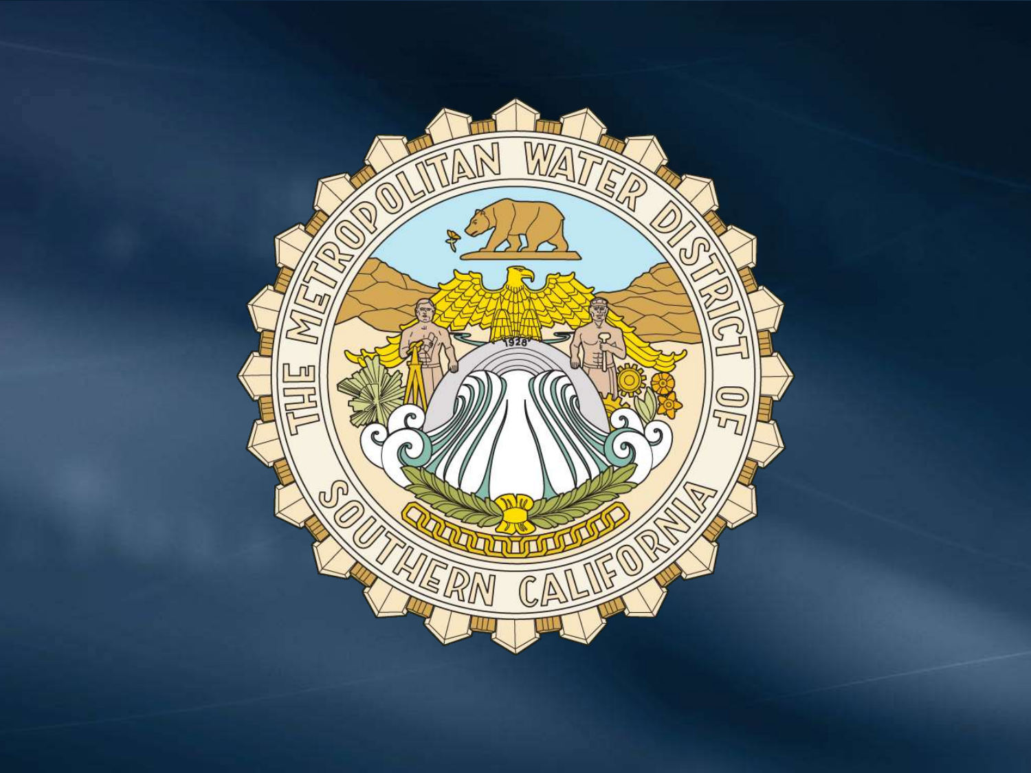THE METROPOLITAN WATER DISTRICT OF SOUTHERN CALIFORNIA

1928